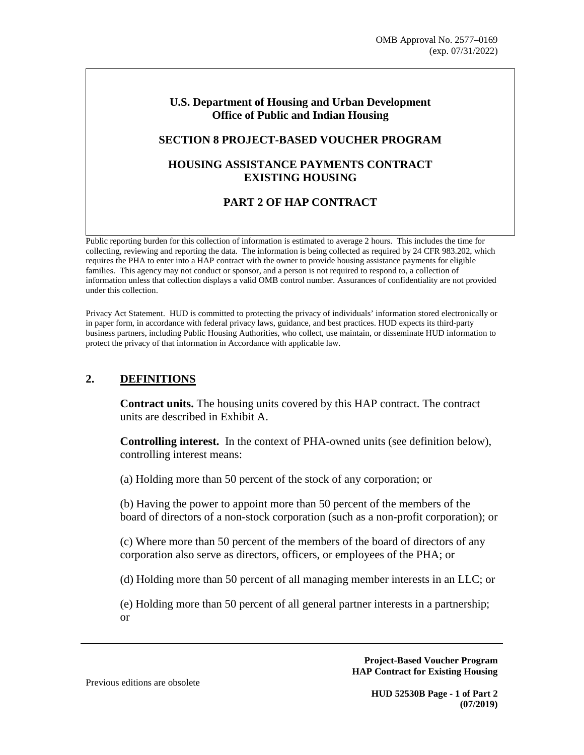OMB Approval No. 2577–0169
(exp. 07/31/2022)

**U.S. Department of Housing and Urban Development**
**Office of Public and Indian Housing**

**SECTION 8 PROJECT-BASED VOUCHER PROGRAM**

**HOUSING ASSISTANCE PAYMENTS CONTRACT**
**EXISTING HOUSING**

**PART 2 OF HAP CONTRACT**

Public reporting burden for this collection of information is estimated to average 2 hours. This includes the time for collecting, reviewing and reporting the data. The information is being collected as required by 24 CFR 983.202, which requires the PHA to enter into a HAP contract with the owner to provide housing assistance payments for eligible families. This agency may not conduct or sponsor, and a person is not required to respond to, a collection of information unless that collection displays a valid OMB control number. Assurances of confidentiality are not provided under this collection.

Privacy Act Statement. HUD is committed to protecting the privacy of individuals' information stored electronically or in paper form, in accordance with federal privacy laws, guidance, and best practices. HUD expects its third-party business partners, including Public Housing Authorities, who collect, use maintain, or disseminate HUD information to protect the privacy of that information in Accordance with applicable law.

## 2. DEFINITIONS

**Contract units.** The housing units covered by this HAP contract. The contract units are described in Exhibit A.

**Controlling interest.** In the context of PHA-owned units (see definition below), controlling interest means:

(a) Holding more than 50 percent of the stock of any corporation; or

(b) Having the power to appoint more than 50 percent of the members of the board of directors of a non-stock corporation (such as a non-profit corporation); or

(c) Where more than 50 percent of the members of the board of directors of any corporation also serve as directors, officers, or employees of the PHA; or

(d) Holding more than 50 percent of all managing member interests in an LLC; or

(e) Holding more than 50 percent of all general partner interests in a partnership; or

Previous editions are obsolete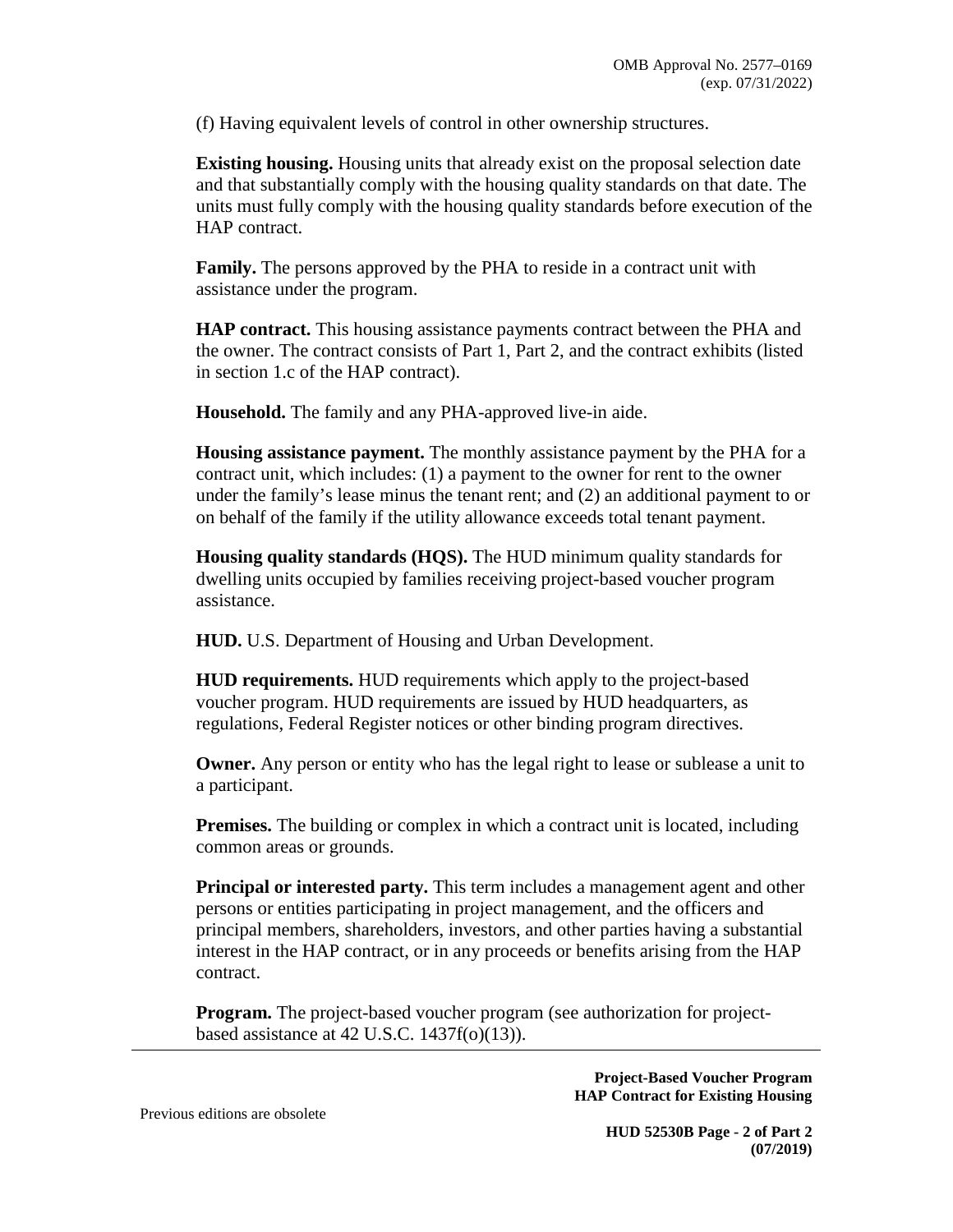(f) Having equivalent levels of control in other ownership structures.

**Existing housing.** Housing units that already exist on the proposal selection date and that substantially comply with the housing quality standards on that date. The units must fully comply with the housing quality standards before execution of the HAP contract.

**Family.** The persons approved by the PHA to reside in a contract unit with assistance under the program.

**HAP contract.** This housing assistance payments contract between the PHA and the owner. The contract consists of Part 1, Part 2, and the contract exhibits (listed in section 1.c of the HAP contract).

**Household.** The family and any PHA-approved live-in aide.

**Housing assistance payment.** The monthly assistance payment by the PHA for a contract unit, which includes: (1) a payment to the owner for rent to the owner under the family's lease minus the tenant rent; and (2) an additional payment to or on behalf of the family if the utility allowance exceeds total tenant payment.

**Housing quality standards (HQS).** The HUD minimum quality standards for dwelling units occupied by families receiving project-based voucher program assistance.

**HUD.** U.S. Department of Housing and Urban Development.

**HUD requirements.** HUD requirements which apply to the project-based voucher program. HUD requirements are issued by HUD headquarters, as regulations, Federal Register notices or other binding program directives.

**Owner.** Any person or entity who has the legal right to lease or sublease a unit to a participant.

**Premises.** The building or complex in which a contract unit is located, including common areas or grounds.

**Principal or interested party.** This term includes a management agent and other persons or entities participating in project management, and the officers and principal members, shareholders, investors, and other parties having a substantial interest in the HAP contract, or in any proceeds or benefits arising from the HAP contract.

**Program.** The project-based voucher program (see authorization for project-based assistance at 42 U.S.C. 1437f(o)(13)).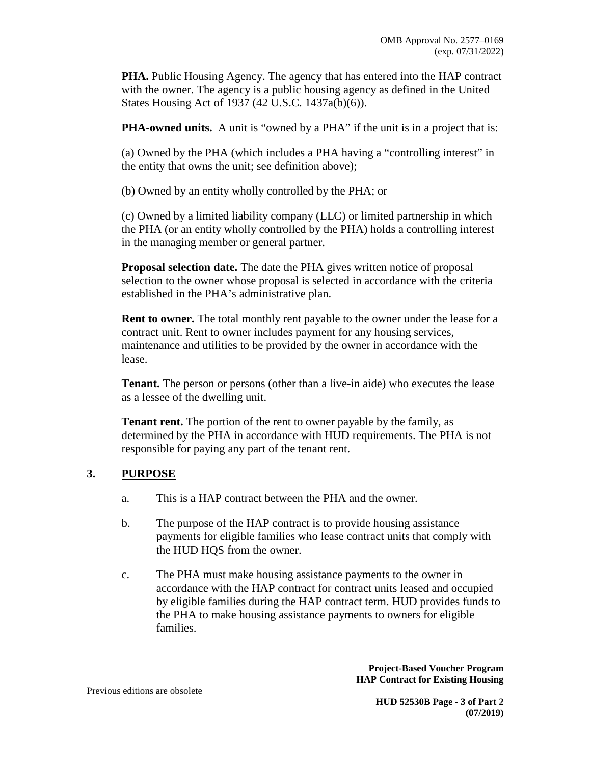**PHA.** Public Housing Agency. The agency that has entered into the HAP contract with the owner. The agency is a public housing agency as defined in the United States Housing Act of 1937 (42 U.S.C. 1437a(b)(6)).

**PHA-owned units.** A unit is "owned by a PHA" if the unit is in a project that is:

(a) Owned by the PHA (which includes a PHA having a "controlling interest" in the entity that owns the unit; see definition above);

(b) Owned by an entity wholly controlled by the PHA; or

(c) Owned by a limited liability company (LLC) or limited partnership in which the PHA (or an entity wholly controlled by the PHA) holds a controlling interest in the managing member or general partner.

**Proposal selection date.** The date the PHA gives written notice of proposal selection to the owner whose proposal is selected in accordance with the criteria established in the PHA's administrative plan.

**Rent to owner.** The total monthly rent payable to the owner under the lease for a contract unit. Rent to owner includes payment for any housing services, maintenance and utilities to be provided by the owner in accordance with the lease.

**Tenant.** The person or persons (other than a live-in aide) who executes the lease as a lessee of the dwelling unit.

**Tenant rent.** The portion of the rent to owner payable by the family, as determined by the PHA in accordance with HUD requirements. The PHA is not responsible for paying any part of the tenant rent.

## 3. PURPOSE

a. This is a HAP contract between the PHA and the owner.

b. The purpose of the HAP contract is to provide housing assistance payments for eligible families who lease contract units that comply with the HUD HQS from the owner.

c. The PHA must make housing assistance payments to the owner in accordance with the HAP contract for contract units leased and occupied by eligible families during the HAP contract term. HUD provides funds to the PHA to make housing assistance payments to owners for eligible families.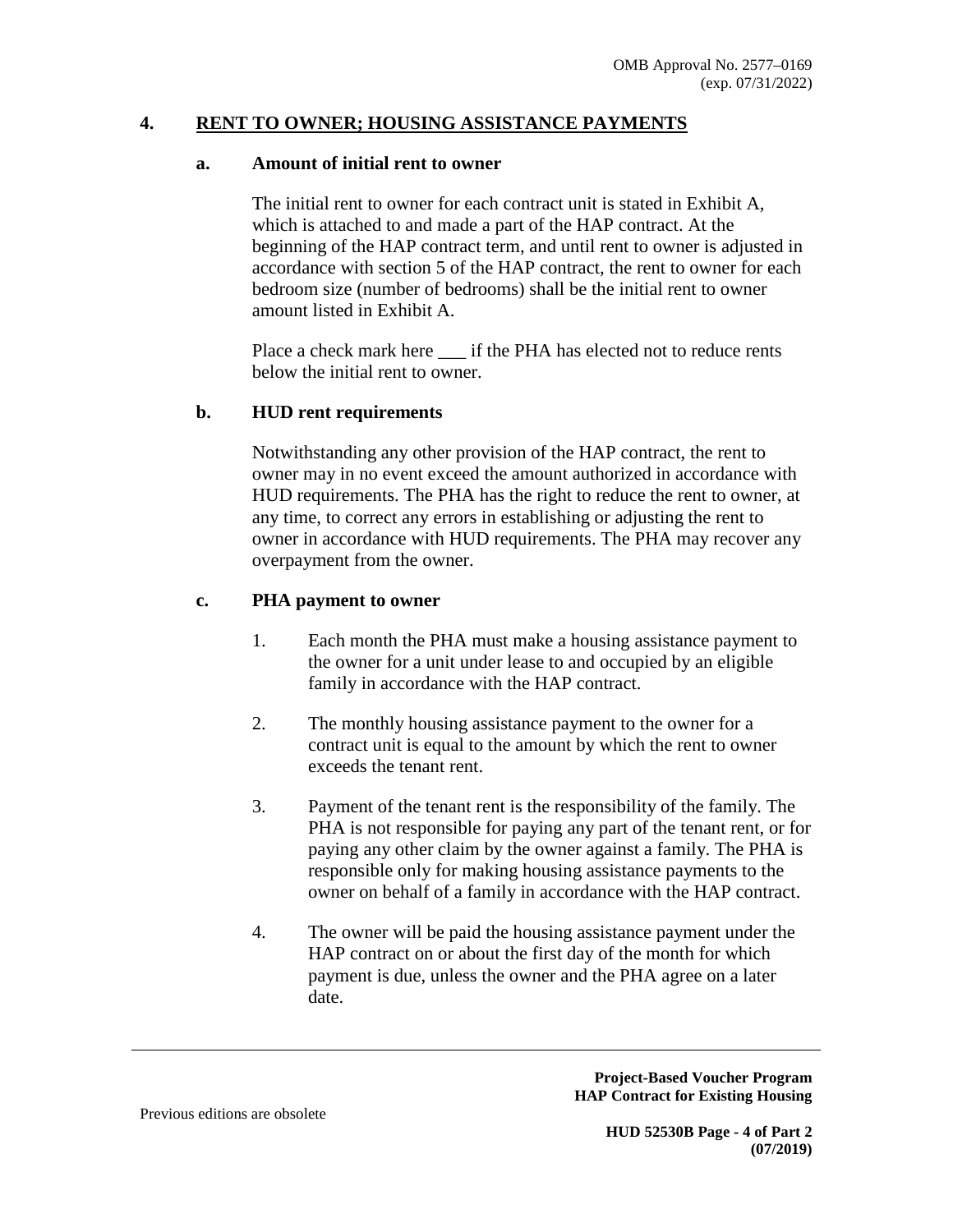## 4. RENT TO OWNER; HOUSING ASSISTANCE PAYMENTS

### a. Amount of initial rent to owner

The initial rent to owner for each contract unit is stated in Exhibit A, which is attached to and made a part of the HAP contract. At the beginning of the HAP contract term, and until rent to owner is adjusted in accordance with section 5 of the HAP contract, the rent to owner for each bedroom size (number of bedrooms) shall be the initial rent to owner amount listed in Exhibit A.

Place a check mark here ___ if the PHA has elected not to reduce rents below the initial rent to owner.

### b. HUD rent requirements

Notwithstanding any other provision of the HAP contract, the rent to owner may in no event exceed the amount authorized in accordance with HUD requirements. The PHA has the right to reduce the rent to owner, at any time, to correct any errors in establishing or adjusting the rent to owner in accordance with HUD requirements. The PHA may recover any overpayment from the owner.

### c. PHA payment to owner

1. Each month the PHA must make a housing assistance payment to the owner for a unit under lease to and occupied by an eligible family in accordance with the HAP contract.

2. The monthly housing assistance payment to the owner for a contract unit is equal to the amount by which the rent to owner exceeds the tenant rent.

3. Payment of the tenant rent is the responsibility of the family. The PHA is not responsible for paying any part of the tenant rent, or for paying any other claim by the owner against a family. The PHA is responsible only for making housing assistance payments to the owner on behalf of a family in accordance with the HAP contract.

4. The owner will be paid the housing assistance payment under the HAP contract on or about the first day of the month for which payment is due, unless the owner and the PHA agree on a later date.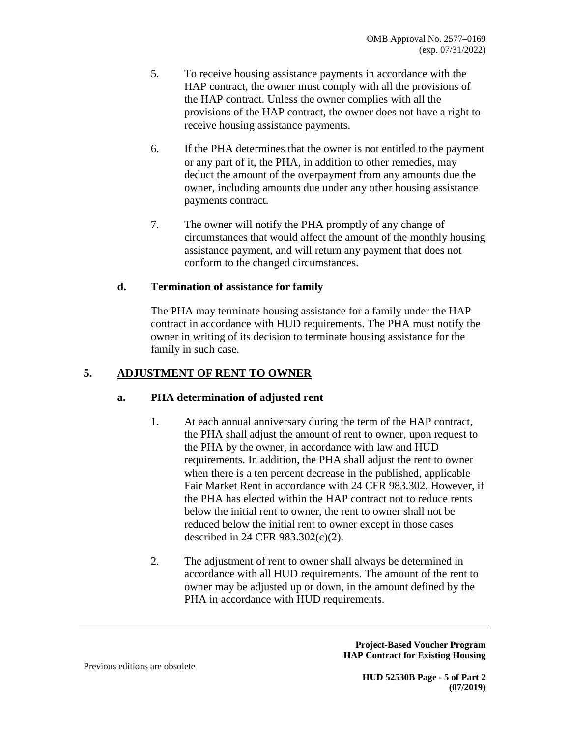5. To receive housing assistance payments in accordance with the HAP contract, the owner must comply with all the provisions of the HAP contract. Unless the owner complies with all the provisions of the HAP contract, the owner does not have a right to receive housing assistance payments.

6. If the PHA determines that the owner is not entitled to the payment or any part of it, the PHA, in addition to other remedies, may deduct the amount of the overpayment from any amounts due the owner, including amounts due under any other housing assistance payments contract.

7. The owner will notify the PHA promptly of any change of circumstances that would affect the amount of the monthly housing assistance payment, and will return any payment that does not conform to the changed circumstances.

### d. Termination of assistance for family

The PHA may terminate housing assistance for a family under the HAP contract in accordance with HUD requirements. The PHA must notify the owner in writing of its decision to terminate housing assistance for the family in such case.

## 5. ADJUSTMENT OF RENT TO OWNER

### a. PHA determination of adjusted rent

1. At each annual anniversary during the term of the HAP contract, the PHA shall adjust the amount of rent to owner, upon request to the PHA by the owner, in accordance with law and HUD requirements. In addition, the PHA shall adjust the rent to owner when there is a ten percent decrease in the published, applicable Fair Market Rent in accordance with 24 CFR 983.302. However, if the PHA has elected within the HAP contract not to reduce rents below the initial rent to owner, the rent to owner shall not be reduced below the initial rent to owner except in those cases described in 24 CFR 983.302(c)(2).

2. The adjustment of rent to owner shall always be determined in accordance with all HUD requirements. The amount of the rent to owner may be adjusted up or down, in the amount defined by the PHA in accordance with HUD requirements.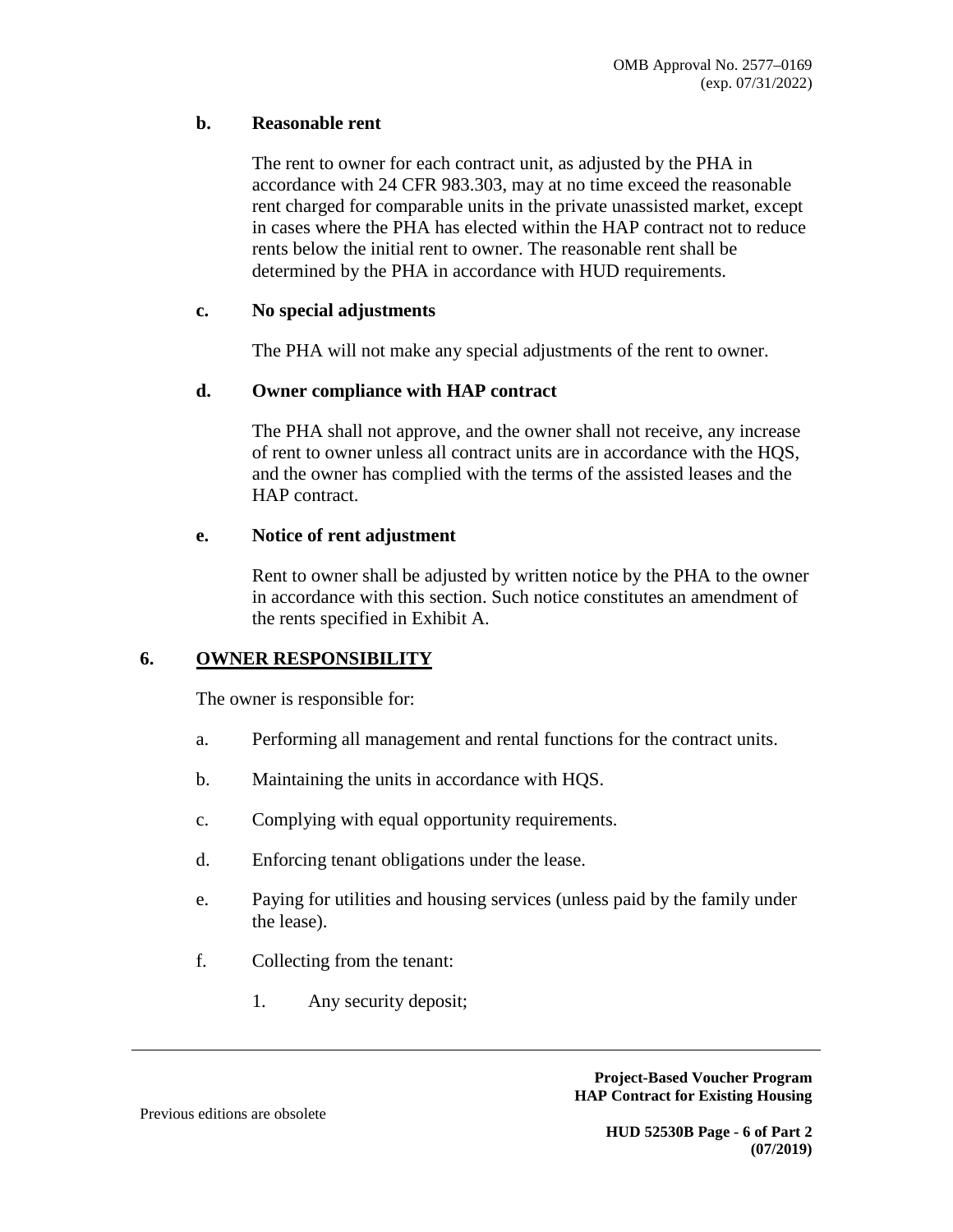**b. Reasonable rent**

The rent to owner for each contract unit, as adjusted by the PHA in accordance with 24 CFR 983.303, may at no time exceed the reasonable rent charged for comparable units in the private unassisted market, except in cases where the PHA has elected within the HAP contract not to reduce rents below the initial rent to owner. The reasonable rent shall be determined by the PHA in accordance with HUD requirements.

**c. No special adjustments**

The PHA will not make any special adjustments of the rent to owner.

**d. Owner compliance with HAP contract**

The PHA shall not approve, and the owner shall not receive, any increase of rent to owner unless all contract units are in accordance with the HQS, and the owner has complied with the terms of the assisted leases and the HAP contract.

**e. Notice of rent adjustment**

Rent to owner shall be adjusted by written notice by the PHA to the owner in accordance with this section. Such notice constitutes an amendment of the rents specified in Exhibit A.

## 6. OWNER RESPONSIBILITY

The owner is responsible for:

a. Performing all management and rental functions for the contract units.

b. Maintaining the units in accordance with HQS.

c. Complying with equal opportunity requirements.

d. Enforcing tenant obligations under the lease.

e. Paying for utilities and housing services (unless paid by the family under the lease).

f. Collecting from the tenant:

1. Any security deposit;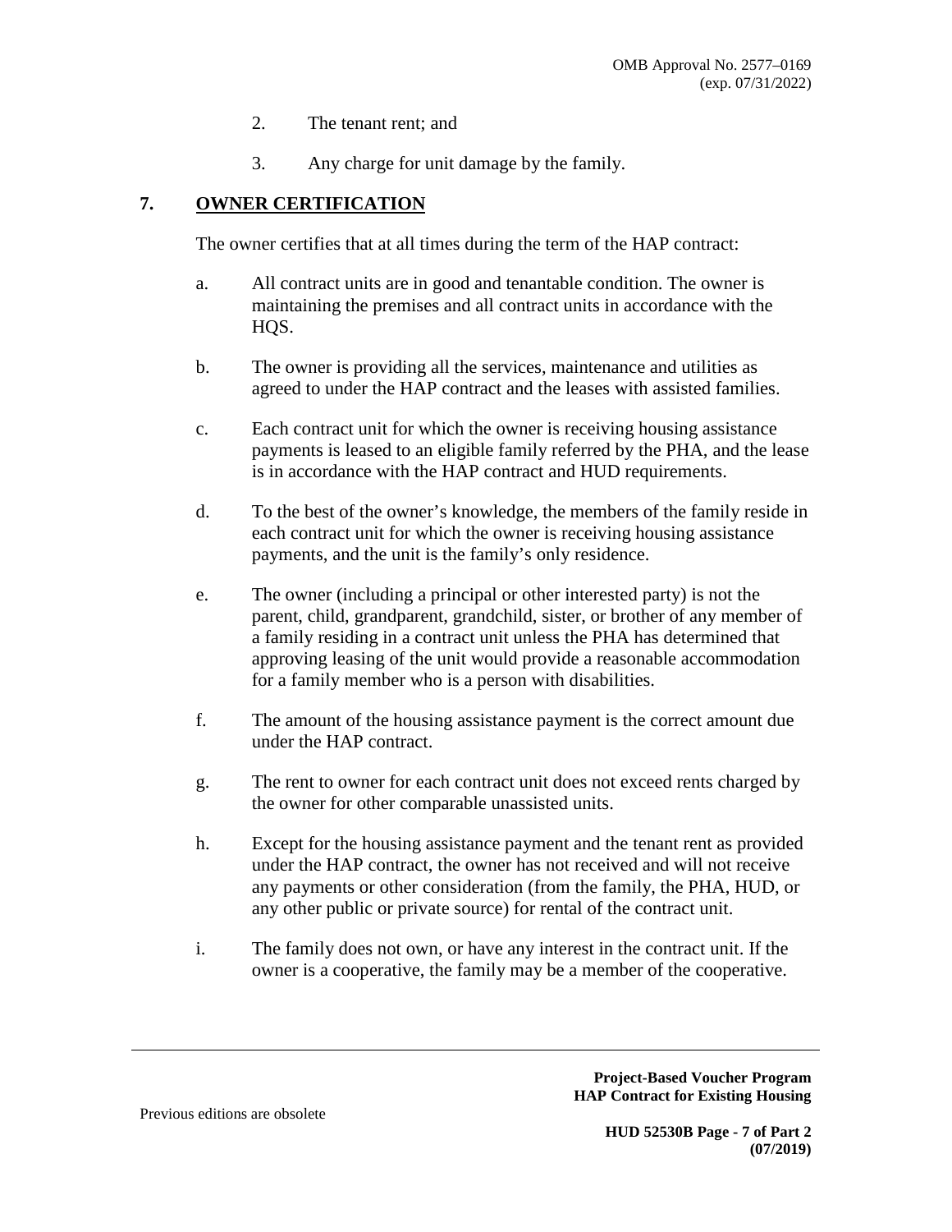2. The tenant rent; and

3. Any charge for unit damage by the family.

## 7. OWNER CERTIFICATION

The owner certifies that at all times during the term of the HAP contract:

a. All contract units are in good and tenantable condition. The owner is maintaining the premises and all contract units in accordance with the HQS.

b. The owner is providing all the services, maintenance and utilities as agreed to under the HAP contract and the leases with assisted families.

c. Each contract unit for which the owner is receiving housing assistance payments is leased to an eligible family referred by the PHA, and the lease is in accordance with the HAP contract and HUD requirements.

d. To the best of the owner's knowledge, the members of the family reside in each contract unit for which the owner is receiving housing assistance payments, and the unit is the family's only residence.

e. The owner (including a principal or other interested party) is not the parent, child, grandparent, grandchild, sister, or brother of any member of a family residing in a contract unit unless the PHA has determined that approving leasing of the unit would provide a reasonable accommodation for a family member who is a person with disabilities.

f. The amount of the housing assistance payment is the correct amount due under the HAP contract.

g. The rent to owner for each contract unit does not exceed rents charged by the owner for other comparable unassisted units.

h. Except for the housing assistance payment and the tenant rent as provided under the HAP contract, the owner has not received and will not receive any payments or other consideration (from the family, the PHA, HUD, or any other public or private source) for rental of the contract unit.

i. The family does not own, or have any interest in the contract unit. If the owner is a cooperative, the family may be a member of the cooperative.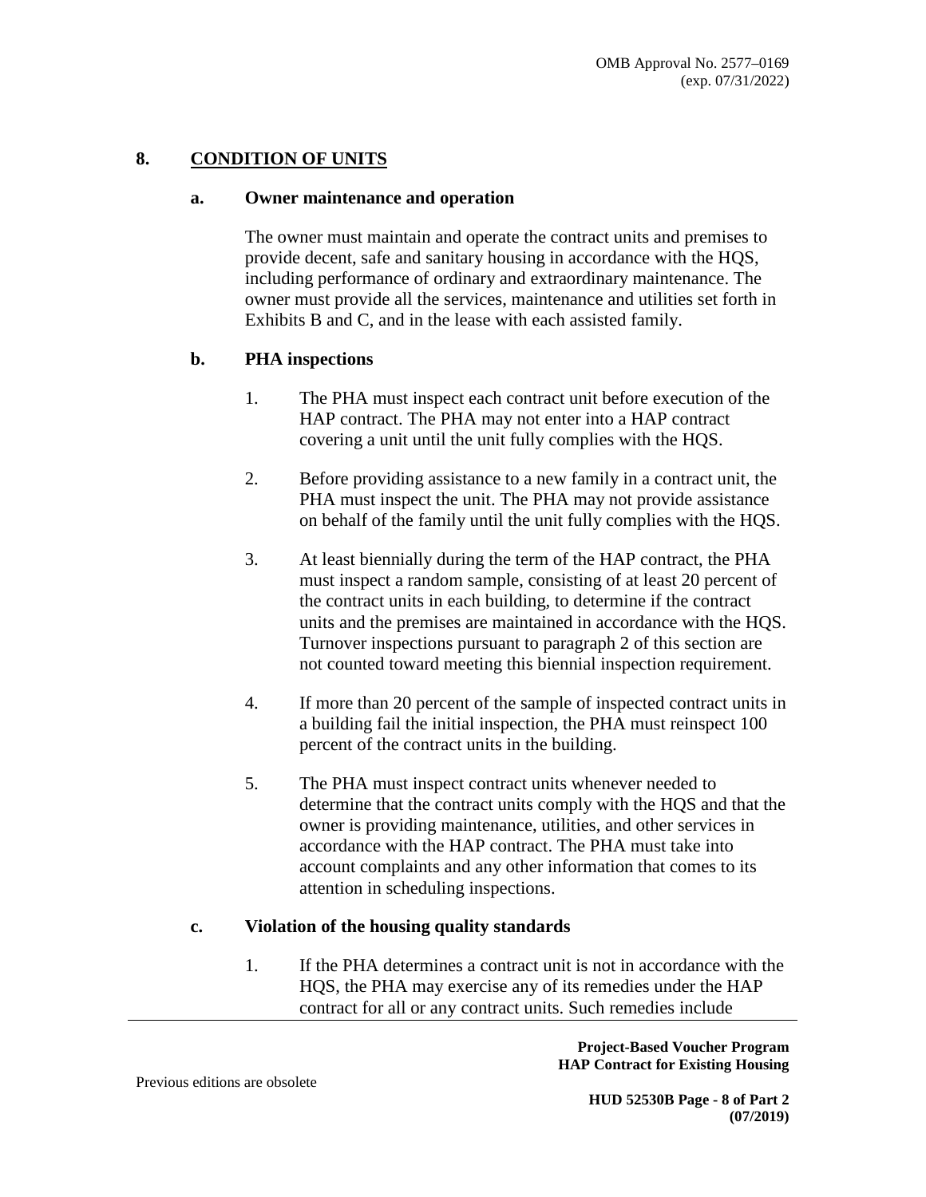## 8. CONDITION OF UNITS

### a. Owner maintenance and operation

The owner must maintain and operate the contract units and premises to provide decent, safe and sanitary housing in accordance with the HQS, including performance of ordinary and extraordinary maintenance. The owner must provide all the services, maintenance and utilities set forth in Exhibits B and C, and in the lease with each assisted family.

### b. PHA inspections

1. The PHA must inspect each contract unit before execution of the HAP contract. The PHA may not enter into a HAP contract covering a unit until the unit fully complies with the HQS.

2. Before providing assistance to a new family in a contract unit, the PHA must inspect the unit. The PHA may not provide assistance on behalf of the family until the unit fully complies with the HQS.

3. At least biennially during the term of the HAP contract, the PHA must inspect a random sample, consisting of at least 20 percent of the contract units in each building, to determine if the contract units and the premises are maintained in accordance with the HQS. Turnover inspections pursuant to paragraph 2 of this section are not counted toward meeting this biennial inspection requirement.

4. If more than 20 percent of the sample of inspected contract units in a building fail the initial inspection, the PHA must reinspect 100 percent of the contract units in the building.

5. The PHA must inspect contract units whenever needed to determine that the contract units comply with the HQS and that the owner is providing maintenance, utilities, and other services in accordance with the HAP contract. The PHA must take into account complaints and any other information that comes to its attention in scheduling inspections.

### c. Violation of the housing quality standards

1. If the PHA determines a contract unit is not in accordance with the HQS, the PHA may exercise any of its remedies under the HAP contract for all or any contract units. Such remedies include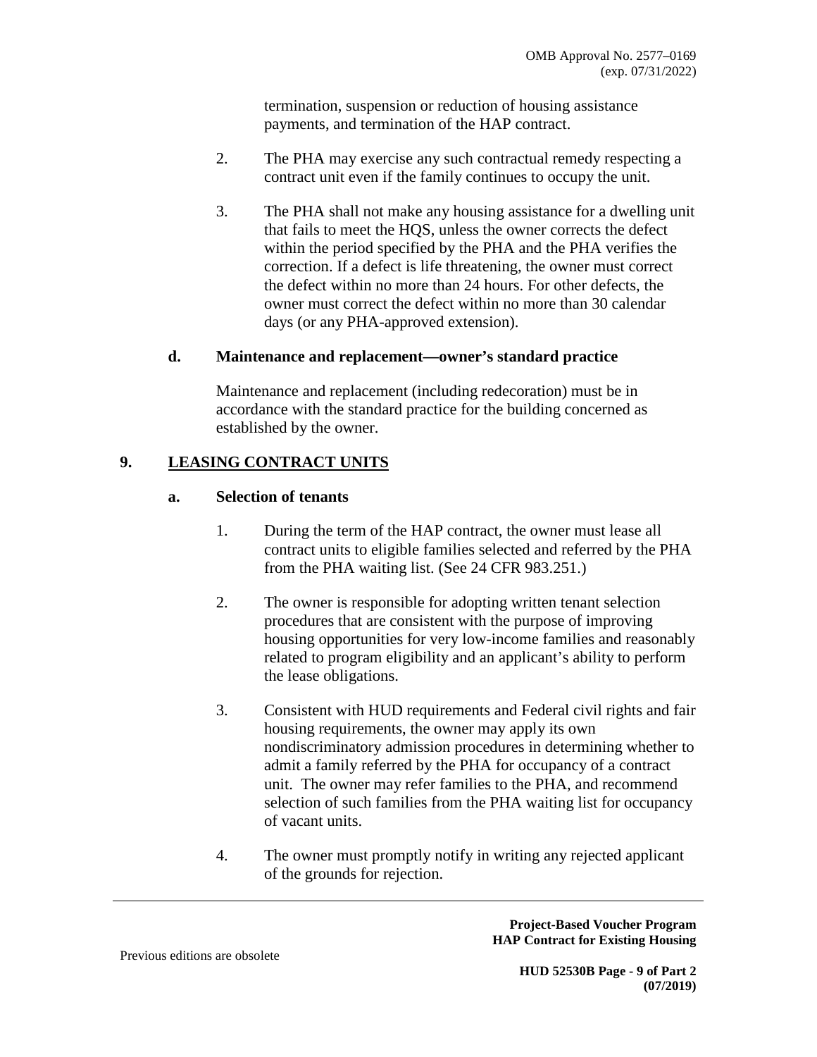termination, suspension or reduction of housing assistance payments, and termination of the HAP contract.

2. The PHA may exercise any such contractual remedy respecting a contract unit even if the family continues to occupy the unit.

3. The PHA shall not make any housing assistance for a dwelling unit that fails to meet the HQS, unless the owner corrects the defect within the period specified by the PHA and the PHA verifies the correction. If a defect is life threatening, the owner must correct the defect within no more than 24 hours. For other defects, the owner must correct the defect within no more than 30 calendar days (or any PHA-approved extension).

**d. Maintenance and replacement—owner's standard practice**

Maintenance and replacement (including redecoration) must be in accordance with the standard practice for the building concerned as established by the owner.

## 9. LEASING CONTRACT UNITS

**a. Selection of tenants**

1. During the term of the HAP contract, the owner must lease all contract units to eligible families selected and referred by the PHA from the PHA waiting list. (See 24 CFR 983.251.)

2. The owner is responsible for adopting written tenant selection procedures that are consistent with the purpose of improving housing opportunities for very low-income families and reasonably related to program eligibility and an applicant's ability to perform the lease obligations.

3. Consistent with HUD requirements and Federal civil rights and fair housing requirements, the owner may apply its own nondiscriminatory admission procedures in determining whether to admit a family referred by the PHA for occupancy of a contract unit. The owner may refer families to the PHA, and recommend selection of such families from the PHA waiting list for occupancy of vacant units.

4. The owner must promptly notify in writing any rejected applicant of the grounds for rejection.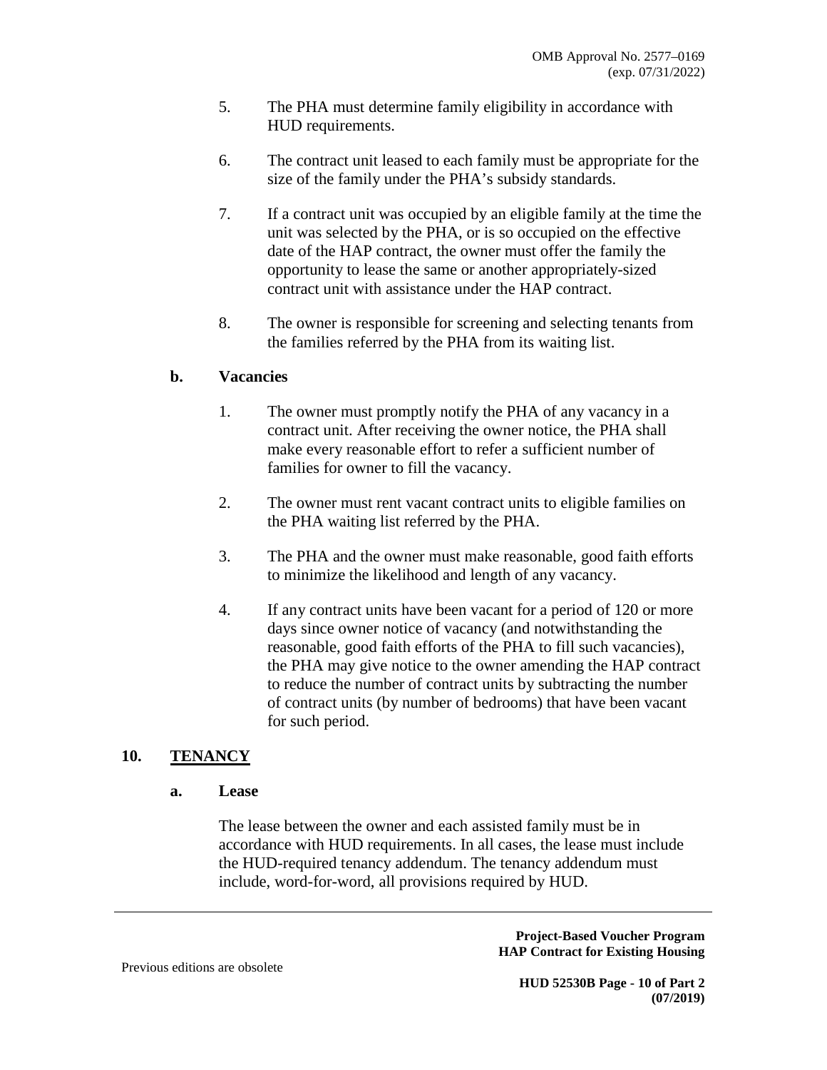5. The PHA must determine family eligibility in accordance with HUD requirements.

6. The contract unit leased to each family must be appropriate for the size of the family under the PHA's subsidy standards.

7. If a contract unit was occupied by an eligible family at the time the unit was selected by the PHA, or is so occupied on the effective date of the HAP contract, the owner must offer the family the opportunity to lease the same or another appropriately-sized contract unit with assistance under the HAP contract.

8. The owner is responsible for screening and selecting tenants from the families referred by the PHA from its waiting list.

### b. Vacancies

1. The owner must promptly notify the PHA of any vacancy in a contract unit. After receiving the owner notice, the PHA shall make every reasonable effort to refer a sufficient number of families for owner to fill the vacancy.

2. The owner must rent vacant contract units to eligible families on the PHA waiting list referred by the PHA.

3. The PHA and the owner must make reasonable, good faith efforts to minimize the likelihood and length of any vacancy.

4. If any contract units have been vacant for a period of 120 or more days since owner notice of vacancy (and notwithstanding the reasonable, good faith efforts of the PHA to fill such vacancies), the PHA may give notice to the owner amending the HAP contract to reduce the number of contract units by subtracting the number of contract units (by number of bedrooms) that have been vacant for such period.

## 10. TENANCY

### a. Lease

The lease between the owner and each assisted family must be in accordance with HUD requirements. In all cases, the lease must include the HUD-required tenancy addendum. The tenancy addendum must include, word-for-word, all provisions required by HUD.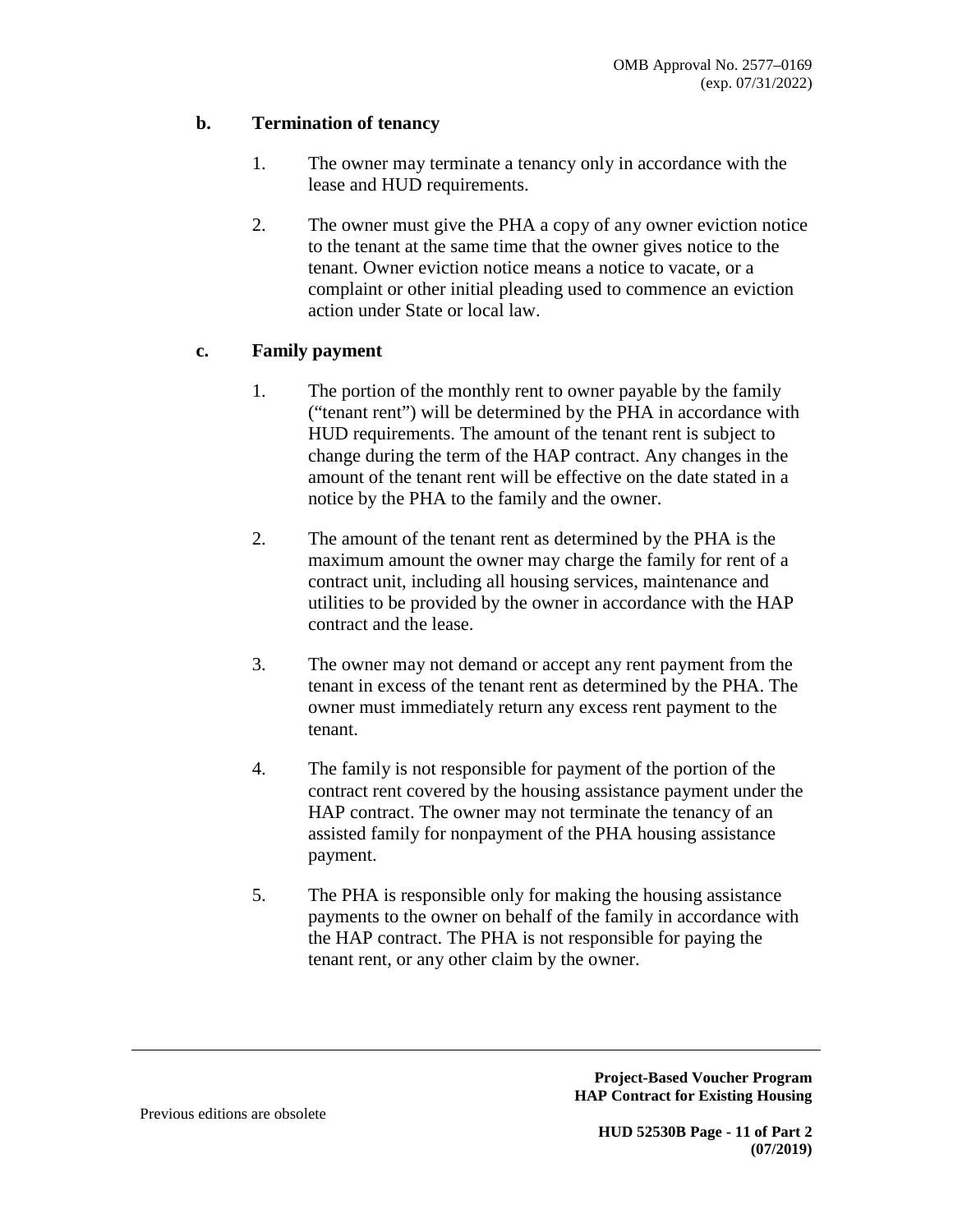**b. Termination of tenancy**

1. The owner may terminate a tenancy only in accordance with the lease and HUD requirements.

2. The owner must give the PHA a copy of any owner eviction notice to the tenant at the same time that the owner gives notice to the tenant. Owner eviction notice means a notice to vacate, or a complaint or other initial pleading used to commence an eviction action under State or local law.

**c. Family payment**

1. The portion of the monthly rent to owner payable by the family ("tenant rent") will be determined by the PHA in accordance with HUD requirements. The amount of the tenant rent is subject to change during the term of the HAP contract. Any changes in the amount of the tenant rent will be effective on the date stated in a notice by the PHA to the family and the owner.

2. The amount of the tenant rent as determined by the PHA is the maximum amount the owner may charge the family for rent of a contract unit, including all housing services, maintenance and utilities to be provided by the owner in accordance with the HAP contract and the lease.

3. The owner may not demand or accept any rent payment from the tenant in excess of the tenant rent as determined by the PHA. The owner must immediately return any excess rent payment to the tenant.

4. The family is not responsible for payment of the portion of the contract rent covered by the housing assistance payment under the HAP contract. The owner may not terminate the tenancy of an assisted family for nonpayment of the PHA housing assistance payment.

5. The PHA is responsible only for making the housing assistance payments to the owner on behalf of the family in accordance with the HAP contract. The PHA is not responsible for paying the tenant rent, or any other claim by the owner.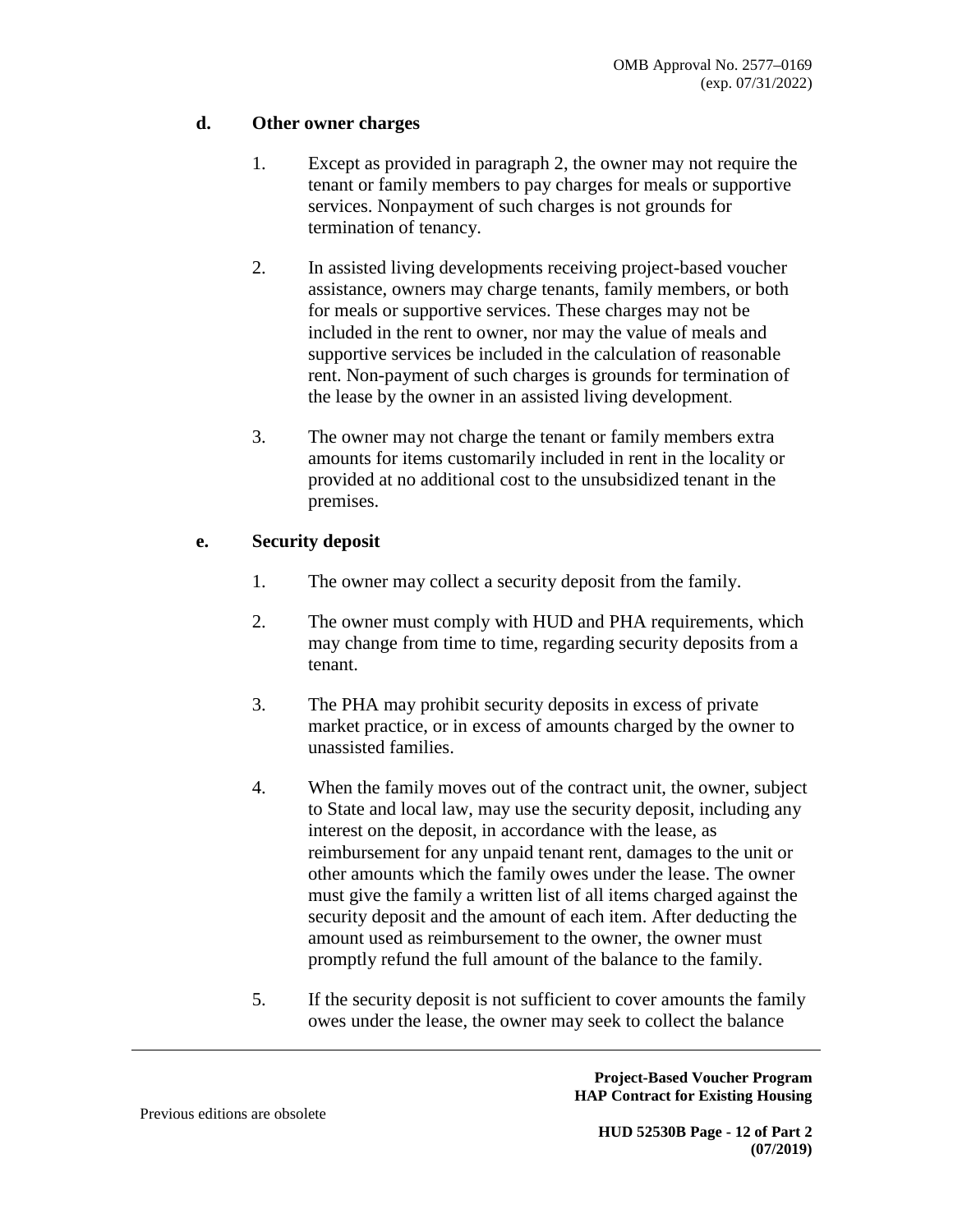### d. Other owner charges

1. Except as provided in paragraph 2, the owner may not require the tenant or family members to pay charges for meals or supportive services. Nonpayment of such charges is not grounds for termination of tenancy.

2. In assisted living developments receiving project-based voucher assistance, owners may charge tenants, family members, or both for meals or supportive services. These charges may not be included in the rent to owner, nor may the value of meals and supportive services be included in the calculation of reasonable rent. Non-payment of such charges is grounds for termination of the lease by the owner in an assisted living development.

3. The owner may not charge the tenant or family members extra amounts for items customarily included in rent in the locality or provided at no additional cost to the unsubsidized tenant in the premises.

### e. Security deposit

1. The owner may collect a security deposit from the family.

2. The owner must comply with HUD and PHA requirements, which may change from time to time, regarding security deposits from a tenant.

3. The PHA may prohibit security deposits in excess of private market practice, or in excess of amounts charged by the owner to unassisted families.

4. When the family moves out of the contract unit, the owner, subject to State and local law, may use the security deposit, including any interest on the deposit, in accordance with the lease, as reimbursement for any unpaid tenant rent, damages to the unit or other amounts which the family owes under the lease. The owner must give the family a written list of all items charged against the security deposit and the amount of each item. After deducting the amount used as reimbursement to the owner, the owner must promptly refund the full amount of the balance to the family.

5. If the security deposit is not sufficient to cover amounts the family owes under the lease, the owner may seek to collect the balance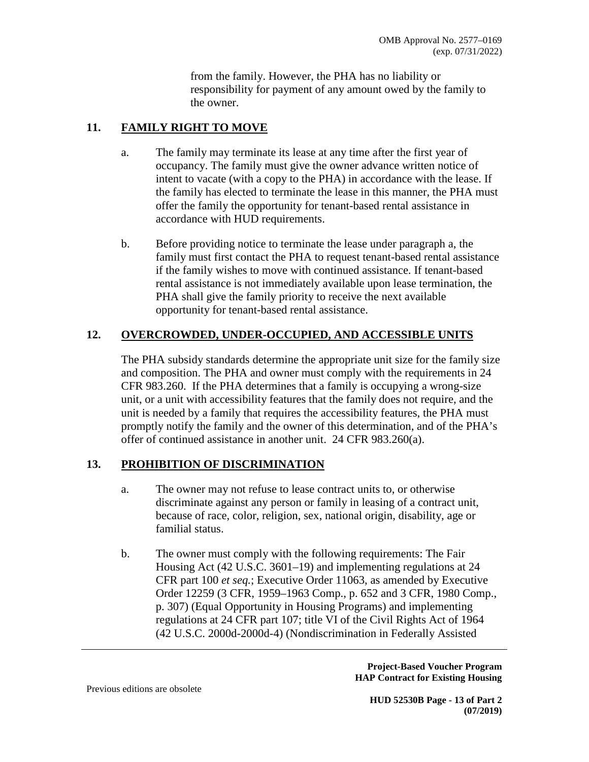from the family. However, the PHA has no liability or responsibility for payment of any amount owed by the family to the owner.

## 11. FAMILY RIGHT TO MOVE

a. The family may terminate its lease at any time after the first year of occupancy. The family must give the owner advance written notice of intent to vacate (with a copy to the PHA) in accordance with the lease. If the family has elected to terminate the lease in this manner, the PHA must offer the family the opportunity for tenant-based rental assistance in accordance with HUD requirements.

b. Before providing notice to terminate the lease under paragraph a, the family must first contact the PHA to request tenant-based rental assistance if the family wishes to move with continued assistance. If tenant-based rental assistance is not immediately available upon lease termination, the PHA shall give the family priority to receive the next available opportunity for tenant-based rental assistance.

## 12. OVERCROWDED, UNDER-OCCUPIED, AND ACCESSIBLE UNITS

The PHA subsidy standards determine the appropriate unit size for the family size and composition. The PHA and owner must comply with the requirements in 24 CFR 983.260. If the PHA determines that a family is occupying a wrong-size unit, or a unit with accessibility features that the family does not require, and the unit is needed by a family that requires the accessibility features, the PHA must promptly notify the family and the owner of this determination, and of the PHA's offer of continued assistance in another unit. 24 CFR 983.260(a).

## 13. PROHIBITION OF DISCRIMINATION

a. The owner may not refuse to lease contract units to, or otherwise discriminate against any person or family in leasing of a contract unit, because of race, color, religion, sex, national origin, disability, age or familial status.

b. The owner must comply with the following requirements: The Fair Housing Act (42 U.S.C. 3601–19) and implementing regulations at 24 CFR part 100 *et seq.*; Executive Order 11063, as amended by Executive Order 12259 (3 CFR, 1959–1963 Comp., p. 652 and 3 CFR, 1980 Comp., p. 307) (Equal Opportunity in Housing Programs) and implementing regulations at 24 CFR part 107; title VI of the Civil Rights Act of 1964 (42 U.S.C. 2000d-2000d-4) (Nondiscrimination in Federally Assisted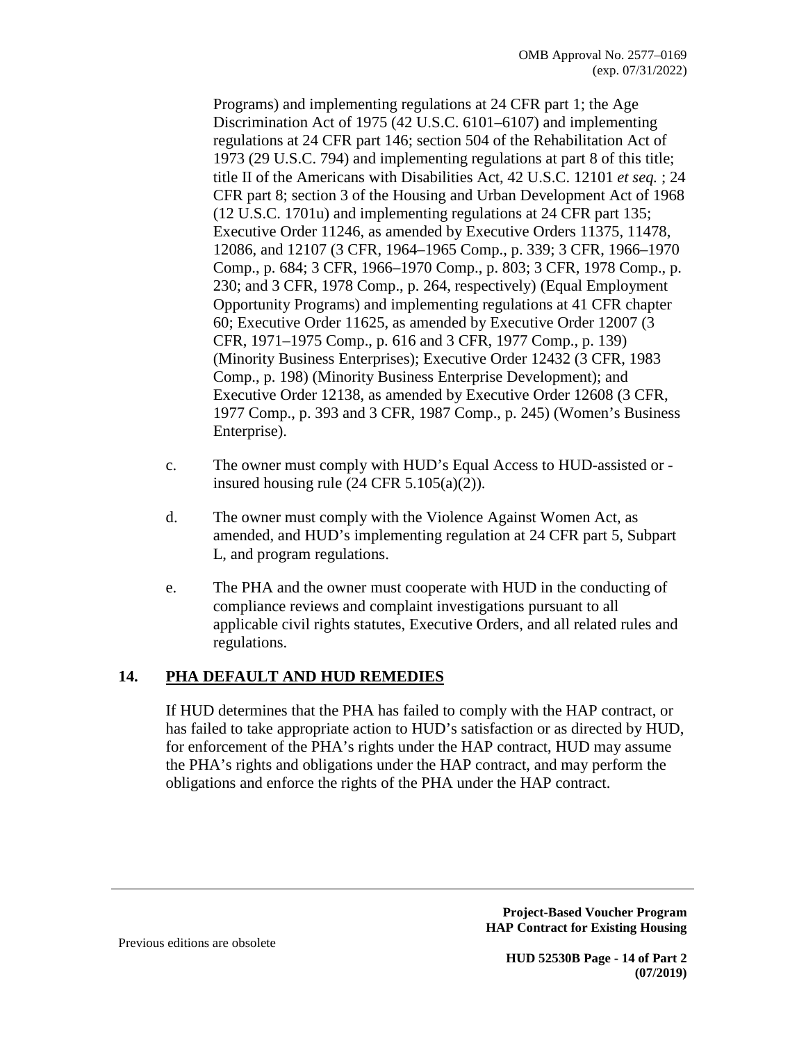Programs) and implementing regulations at 24 CFR part 1; the Age Discrimination Act of 1975 (42 U.S.C. 6101–6107) and implementing regulations at 24 CFR part 146; section 504 of the Rehabilitation Act of 1973 (29 U.S.C. 794) and implementing regulations at part 8 of this title; title II of the Americans with Disabilities Act, 42 U.S.C. 12101 *et seq.* ; 24 CFR part 8; section 3 of the Housing and Urban Development Act of 1968 (12 U.S.C. 1701u) and implementing regulations at 24 CFR part 135; Executive Order 11246, as amended by Executive Orders 11375, 11478, 12086, and 12107 (3 CFR, 1964–1965 Comp., p. 339; 3 CFR, 1966–1970 Comp., p. 684; 3 CFR, 1966–1970 Comp., p. 803; 3 CFR, 1978 Comp., p. 230; and 3 CFR, 1978 Comp., p. 264, respectively) (Equal Employment Opportunity Programs) and implementing regulations at 41 CFR chapter 60; Executive Order 11625, as amended by Executive Order 12007 (3 CFR, 1971–1975 Comp., p. 616 and 3 CFR, 1977 Comp., p. 139) (Minority Business Enterprises); Executive Order 12432 (3 CFR, 1983 Comp., p. 198) (Minority Business Enterprise Development); and Executive Order 12138, as amended by Executive Order 12608 (3 CFR, 1977 Comp., p. 393 and 3 CFR, 1987 Comp., p. 245) (Women's Business Enterprise).

c. The owner must comply with HUD's Equal Access to HUD-assisted or -insured housing rule (24 CFR 5.105(a)(2)).

d. The owner must comply with the Violence Against Women Act, as amended, and HUD's implementing regulation at 24 CFR part 5, Subpart L, and program regulations.

e. The PHA and the owner must cooperate with HUD in the conducting of compliance reviews and complaint investigations pursuant to all applicable civil rights statutes, Executive Orders, and all related rules and regulations.

## 14. PHA DEFAULT AND HUD REMEDIES

If HUD determines that the PHA has failed to comply with the HAP contract, or has failed to take appropriate action to HUD's satisfaction or as directed by HUD, for enforcement of the PHA's rights under the HAP contract, HUD may assume the PHA's rights and obligations under the HAP contract, and may perform the obligations and enforce the rights of the PHA under the HAP contract.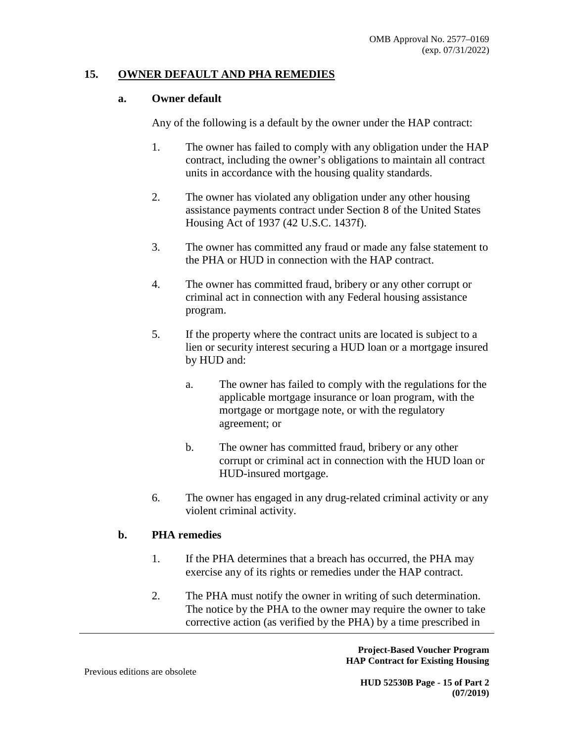## 15. OWNER DEFAULT AND PHA REMEDIES

### a. Owner default

Any of the following is a default by the owner under the HAP contract:

1. The owner has failed to comply with any obligation under the HAP contract, including the owner's obligations to maintain all contract units in accordance with the housing quality standards.

2. The owner has violated any obligation under any other housing assistance payments contract under Section 8 of the United States Housing Act of 1937 (42 U.S.C. 1437f).

3. The owner has committed any fraud or made any false statement to the PHA or HUD in connection with the HAP contract.

4. The owner has committed fraud, bribery or any other corrupt or criminal act in connection with any Federal housing assistance program.

5. If the property where the contract units are located is subject to a lien or security interest securing a HUD loan or a mortgage insured by HUD and:

   a. The owner has failed to comply with the regulations for the applicable mortgage insurance or loan program, with the mortgage or mortgage note, or with the regulatory agreement; or

   b. The owner has committed fraud, bribery or any other corrupt or criminal act in connection with the HUD loan or HUD-insured mortgage.

6. The owner has engaged in any drug-related criminal activity or any violent criminal activity.

### b. PHA remedies

1. If the PHA determines that a breach has occurred, the PHA may exercise any of its rights or remedies under the HAP contract.

2. The PHA must notify the owner in writing of such determination. The notice by the PHA to the owner may require the owner to take corrective action (as verified by the PHA) by a time prescribed in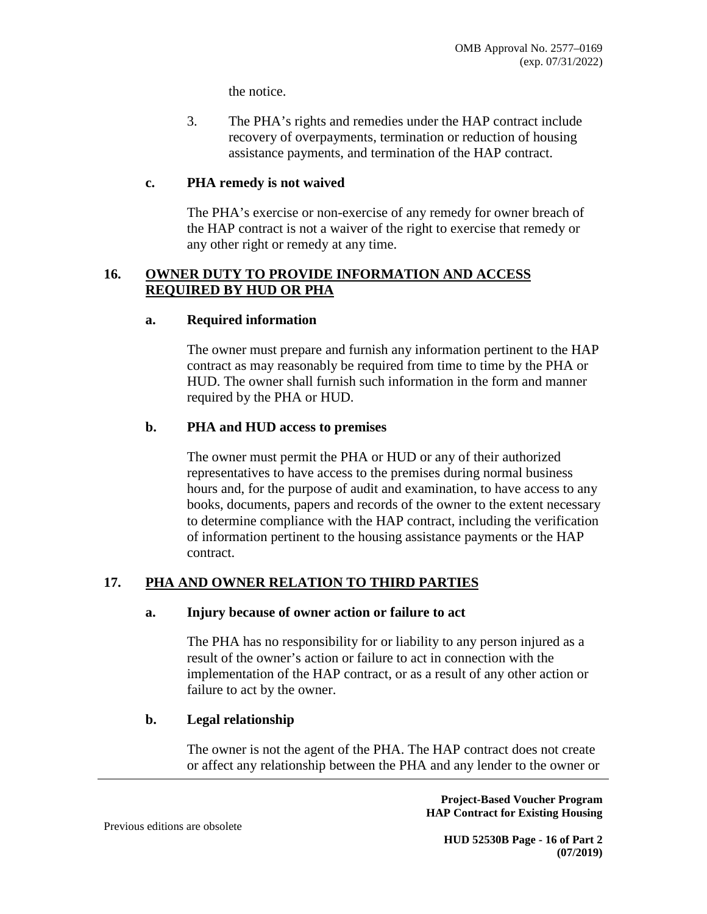the notice.

3. The PHA's rights and remedies under the HAP contract include recovery of overpayments, termination or reduction of housing assistance payments, and termination of the HAP contract.

**c. PHA remedy is not waived**

The PHA's exercise or non-exercise of any remedy for owner breach of the HAP contract is not a waiver of the right to exercise that remedy or any other right or remedy at any time.

## 16. OWNER DUTY TO PROVIDE INFORMATION AND ACCESS REQUIRED BY HUD OR PHA

**a. Required information**

The owner must prepare and furnish any information pertinent to the HAP contract as may reasonably be required from time to time by the PHA or HUD. The owner shall furnish such information in the form and manner required by the PHA or HUD.

**b. PHA and HUD access to premises**

The owner must permit the PHA or HUD or any of their authorized representatives to have access to the premises during normal business hours and, for the purpose of audit and examination, to have access to any books, documents, papers and records of the owner to the extent necessary to determine compliance with the HAP contract, including the verification of information pertinent to the housing assistance payments or the HAP contract.

## 17. PHA AND OWNER RELATION TO THIRD PARTIES

**a. Injury because of owner action or failure to act**

The PHA has no responsibility for or liability to any person injured as a result of the owner's action or failure to act in connection with the implementation of the HAP contract, or as a result of any other action or failure to act by the owner.

**b. Legal relationship**

The owner is not the agent of the PHA. The HAP contract does not create or affect any relationship between the PHA and any lender to the owner or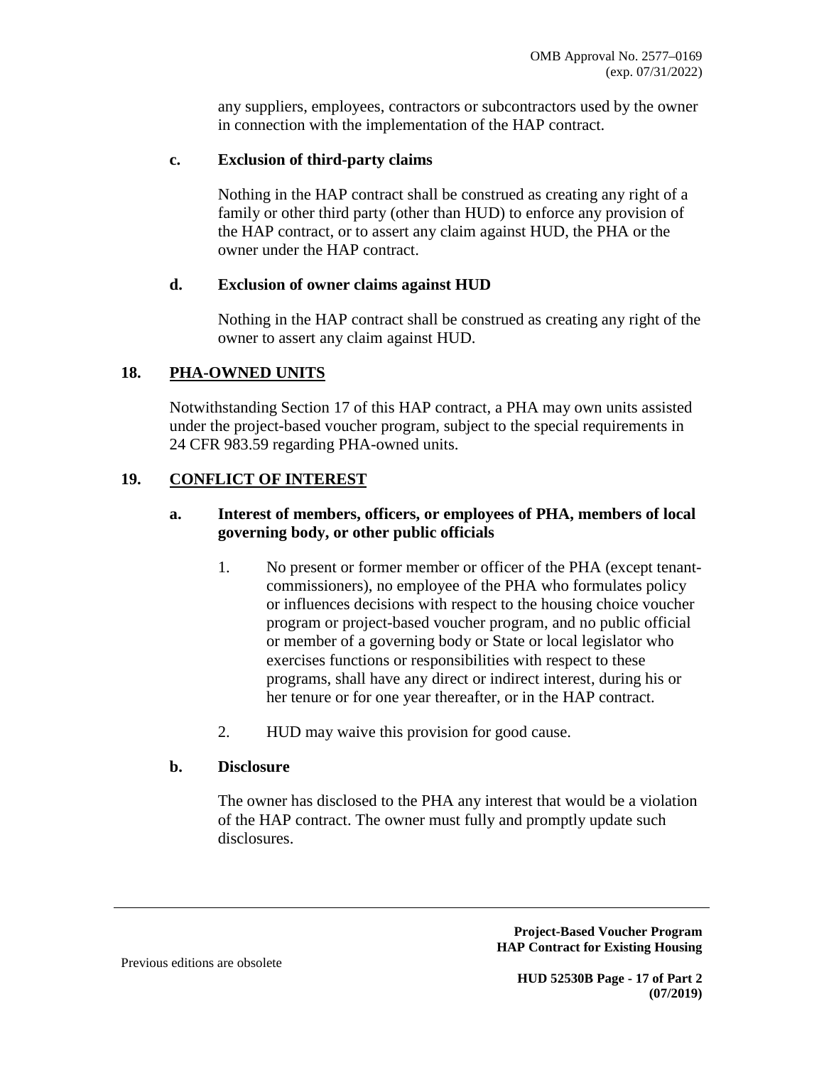any suppliers, employees, contractors or subcontractors used by the owner in connection with the implementation of the HAP contract.

**c. Exclusion of third-party claims**

Nothing in the HAP contract shall be construed as creating any right of a family or other third party (other than HUD) to enforce any provision of the HAP contract, or to assert any claim against HUD, the PHA or the owner under the HAP contract.

**d. Exclusion of owner claims against HUD**

Nothing in the HAP contract shall be construed as creating any right of the owner to assert any claim against HUD.

## 18. PHA-OWNED UNITS

Notwithstanding Section 17 of this HAP contract, a PHA may own units assisted under the project-based voucher program, subject to the special requirements in 24 CFR 983.59 regarding PHA-owned units.

## 19. CONFLICT OF INTEREST

**a. Interest of members, officers, or employees of PHA, members of local governing body, or other public officials**

1. No present or former member or officer of the PHA (except tenant-commissioners), no employee of the PHA who formulates policy or influences decisions with respect to the housing choice voucher program or project-based voucher program, and no public official or member of a governing body or State or local legislator who exercises functions or responsibilities with respect to these programs, shall have any direct or indirect interest, during his or her tenure or for one year thereafter, or in the HAP contract.

2. HUD may waive this provision for good cause.

**b. Disclosure**

The owner has disclosed to the PHA any interest that would be a violation of the HAP contract. The owner must fully and promptly update such disclosures.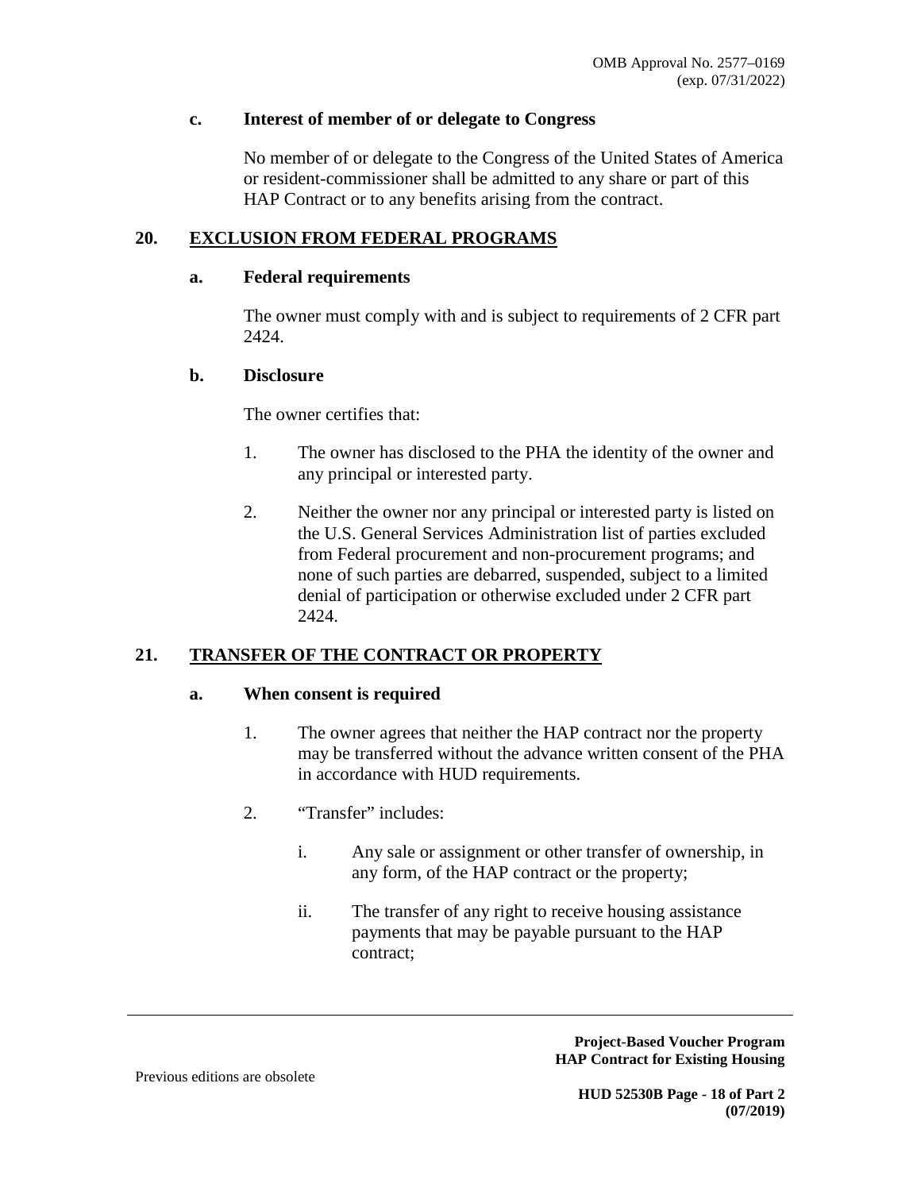**c. Interest of member of or delegate to Congress**

No member of or delegate to the Congress of the United States of America or resident-commissioner shall be admitted to any share or part of this HAP Contract or to any benefits arising from the contract.

## 20. EXCLUSION FROM FEDERAL PROGRAMS

**a. Federal requirements**

The owner must comply with and is subject to requirements of 2 CFR part 2424.

**b. Disclosure**

The owner certifies that:

1. The owner has disclosed to the PHA the identity of the owner and any principal or interested party.

2. Neither the owner nor any principal or interested party is listed on the U.S. General Services Administration list of parties excluded from Federal procurement and non-procurement programs; and none of such parties are debarred, suspended, subject to a limited denial of participation or otherwise excluded under 2 CFR part 2424.

## 21. TRANSFER OF THE CONTRACT OR PROPERTY

**a. When consent is required**

1. The owner agrees that neither the HAP contract nor the property may be transferred without the advance written consent of the PHA in accordance with HUD requirements.

2. "Transfer" includes:

   i. Any sale or assignment or other transfer of ownership, in any form, of the HAP contract or the property;

   ii. The transfer of any right to receive housing assistance payments that may be payable pursuant to the HAP contract;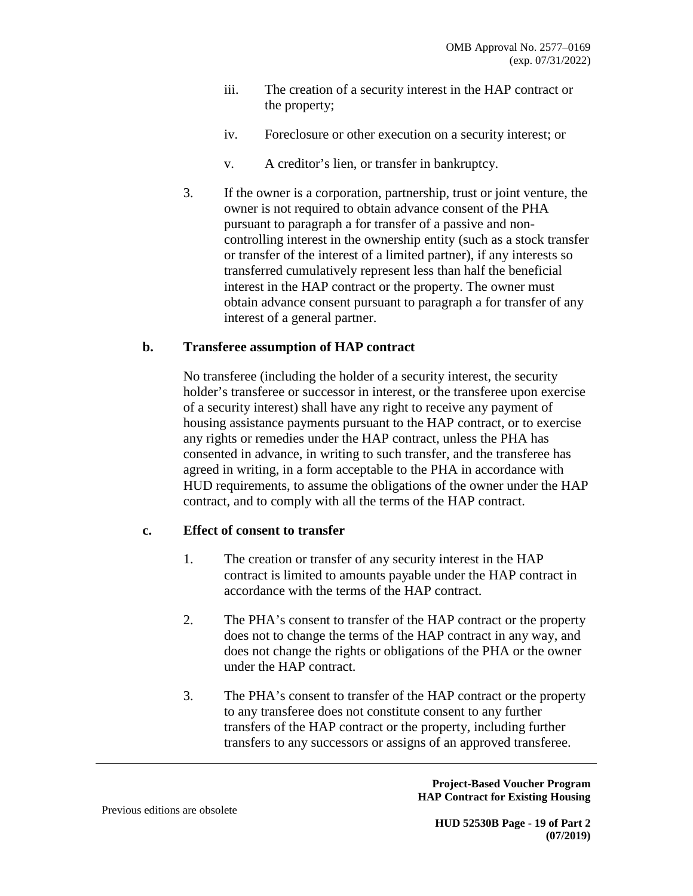iii. The creation of a security interest in the HAP contract or the property;

iv. Foreclosure or other execution on a security interest; or

v. A creditor's lien, or transfer in bankruptcy.

3. If the owner is a corporation, partnership, trust or joint venture, the owner is not required to obtain advance consent of the PHA pursuant to paragraph a for transfer of a passive and non-controlling interest in the ownership entity (such as a stock transfer or transfer of the interest of a limited partner), if any interests so transferred cumulatively represent less than half the beneficial interest in the HAP contract or the property. The owner must obtain advance consent pursuant to paragraph a for transfer of any interest of a general partner.

**b. Transferee assumption of HAP contract**

No transferee (including the holder of a security interest, the security holder's transferee or successor in interest, or the transferee upon exercise of a security interest) shall have any right to receive any payment of housing assistance payments pursuant to the HAP contract, or to exercise any rights or remedies under the HAP contract, unless the PHA has consented in advance, in writing to such transfer, and the transferee has agreed in writing, in a form acceptable to the PHA in accordance with HUD requirements, to assume the obligations of the owner under the HAP contract, and to comply with all the terms of the HAP contract.

**c. Effect of consent to transfer**

1. The creation or transfer of any security interest in the HAP contract is limited to amounts payable under the HAP contract in accordance with the terms of the HAP contract.

2. The PHA's consent to transfer of the HAP contract or the property does not to change the terms of the HAP contract in any way, and does not change the rights or obligations of the PHA or the owner under the HAP contract.

3. The PHA's consent to transfer of the HAP contract or the property to any transferee does not constitute consent to any further transfers of the HAP contract or the property, including further transfers to any successors or assigns of an approved transferee.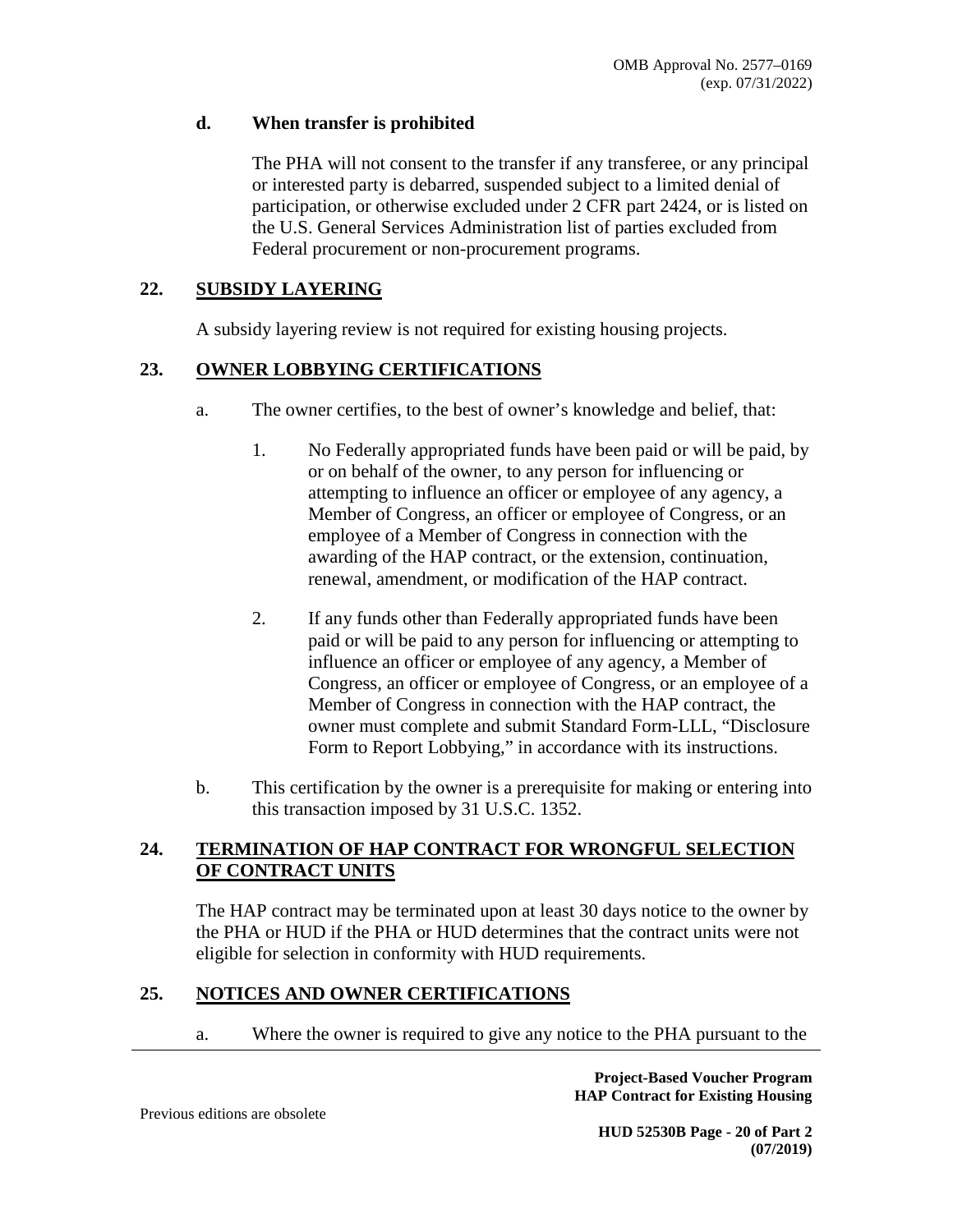#### d. When transfer is prohibited

The PHA will not consent to the transfer if any transferee, or any principal or interested party is debarred, suspended subject to a limited denial of participation, or otherwise excluded under 2 CFR part 2424, or is listed on the U.S. General Services Administration list of parties excluded from Federal procurement or non-procurement programs.

## 22. SUBSIDY LAYERING

A subsidy layering review is not required for existing housing projects.

## 23. OWNER LOBBYING CERTIFICATIONS

a. The owner certifies, to the best of owner's knowledge and belief, that:

1. No Federally appropriated funds have been paid or will be paid, by or on behalf of the owner, to any person for influencing or attempting to influence an officer or employee of any agency, a Member of Congress, an officer or employee of Congress, or an employee of a Member of Congress in connection with the awarding of the HAP contract, or the extension, continuation, renewal, amendment, or modification of the HAP contract.

2. If any funds other than Federally appropriated funds have been paid or will be paid to any person for influencing or attempting to influence an officer or employee of any agency, a Member of Congress, an officer or employee of Congress, or an employee of a Member of Congress in connection with the HAP contract, the owner must complete and submit Standard Form-LLL, "Disclosure Form to Report Lobbying," in accordance with its instructions.

b. This certification by the owner is a prerequisite for making or entering into this transaction imposed by 31 U.S.C. 1352.

## 24. TERMINATION OF HAP CONTRACT FOR WRONGFUL SELECTION OF CONTRACT UNITS

The HAP contract may be terminated upon at least 30 days notice to the owner by the PHA or HUD if the PHA or HUD determines that the contract units were not eligible for selection in conformity with HUD requirements.

## 25. NOTICES AND OWNER CERTIFICATIONS

a. Where the owner is required to give any notice to the PHA pursuant to the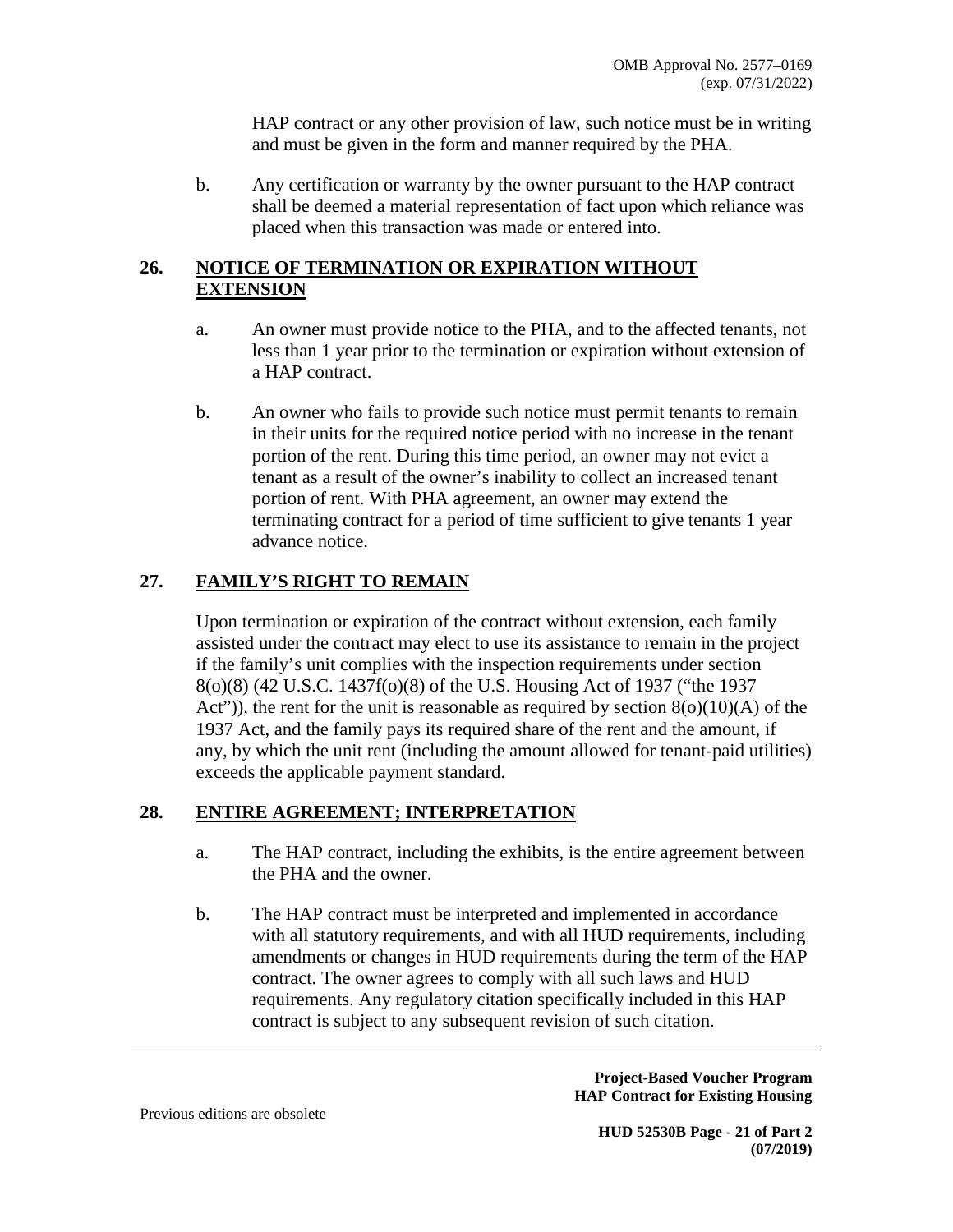HAP contract or any other provision of law, such notice must be in writing and must be given in the form and manner required by the PHA.

b. Any certification or warranty by the owner pursuant to the HAP contract shall be deemed a material representation of fact upon which reliance was placed when this transaction was made or entered into.

## 26. NOTICE OF TERMINATION OR EXPIRATION WITHOUT EXTENSION

a. An owner must provide notice to the PHA, and to the affected tenants, not less than 1 year prior to the termination or expiration without extension of a HAP contract.

b. An owner who fails to provide such notice must permit tenants to remain in their units for the required notice period with no increase in the tenant portion of the rent. During this time period, an owner may not evict a tenant as a result of the owner's inability to collect an increased tenant portion of rent. With PHA agreement, an owner may extend the terminating contract for a period of time sufficient to give tenants 1 year advance notice.

## 27. FAMILY'S RIGHT TO REMAIN

Upon termination or expiration of the contract without extension, each family assisted under the contract may elect to use its assistance to remain in the project if the family's unit complies with the inspection requirements under section 8(o)(8) (42 U.S.C. 1437f(o)(8) of the U.S. Housing Act of 1937 ("the 1937 Act")), the rent for the unit is reasonable as required by section 8(o)(10)(A) of the 1937 Act, and the family pays its required share of the rent and the amount, if any, by which the unit rent (including the amount allowed for tenant-paid utilities) exceeds the applicable payment standard.

## 28. ENTIRE AGREEMENT; INTERPRETATION

a. The HAP contract, including the exhibits, is the entire agreement between the PHA and the owner.

b. The HAP contract must be interpreted and implemented in accordance with all statutory requirements, and with all HUD requirements, including amendments or changes in HUD requirements during the term of the HAP contract. The owner agrees to comply with all such laws and HUD requirements. Any regulatory citation specifically included in this HAP contract is subject to any subsequent revision of such citation.